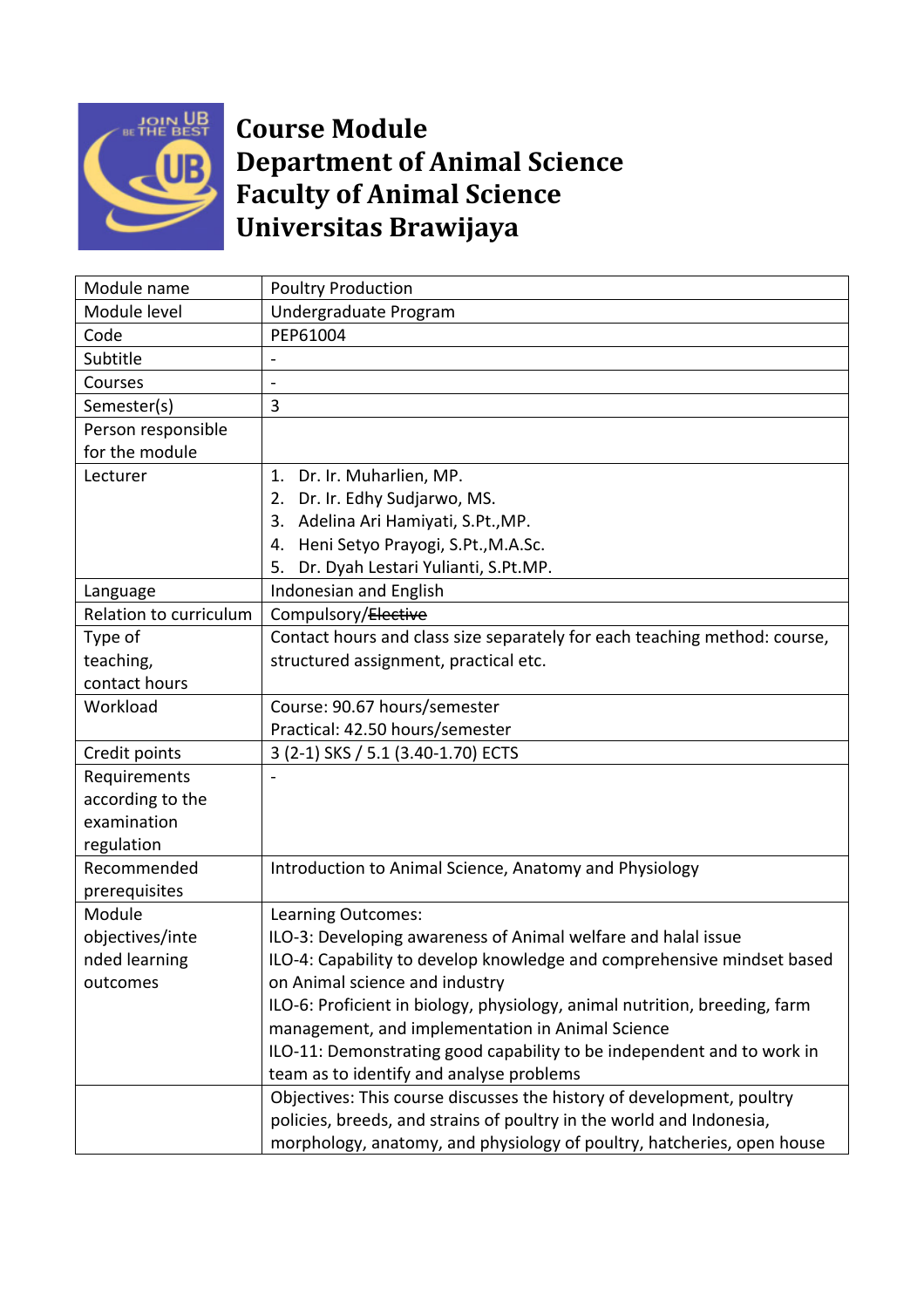# Course Module
# Department of Animal Science
# Faculty of Animal Science
# Universitas Brawijaya

| Module name | Poultry Production |
|---|---|
| Module level | Undergraduate Program |
| Code | PEP61004 |
| Subtitle | - |
| Courses | - |
| Semester(s) | 3 |
| Person responsible for the module | |
| Lecturer | 1. Dr. Ir. Muharlien, MP.<br>2. Dr. Ir. Edhy Sudjarwo, MS.<br>3. Adelina Ari Hamiyati, S.Pt.,MP.<br>4. Heni Setyo Prayogi, S.Pt.,M.A.Sc.<br>5. Dr. Dyah Lestari Yulianti, S.Pt.MP. |
| Language | Indonesian and English |
| Relation to curriculum | Compulsory/~~Elective~~ |
| Type of teaching, contact hours | Contact hours and class size separately for each teaching method: course, structured assignment, practical etc. |
| Workload | Course: 90.67 hours/semester<br>Practical: 42.50 hours/semester |
| Credit points | 3 (2-1) SKS / 5.1 (3.40-1.70) ECTS |
| Requirements according to the examination regulation | - |
| Recommended prerequisites | Introduction to Animal Science, Anatomy and Physiology |
| Module objectives/intended learning outcomes | Learning Outcomes:<br>ILO-3: Developing awareness of Animal welfare and halal issue<br>ILO-4: Capability to develop knowledge and comprehensive mindset based on Animal science and industry<br>ILO-6: Proficient in biology, physiology, animal nutrition, breeding, farm management, and implementation in Animal Science<br>ILO-11: Demonstrating good capability to be independent and to work in team as to identify and analyse problems |
| | Objectives: This course discusses the history of development, poultry policies, breeds, and strains of poultry in the world and Indonesia, morphology, anatomy, and physiology of poultry, hatcheries, open house |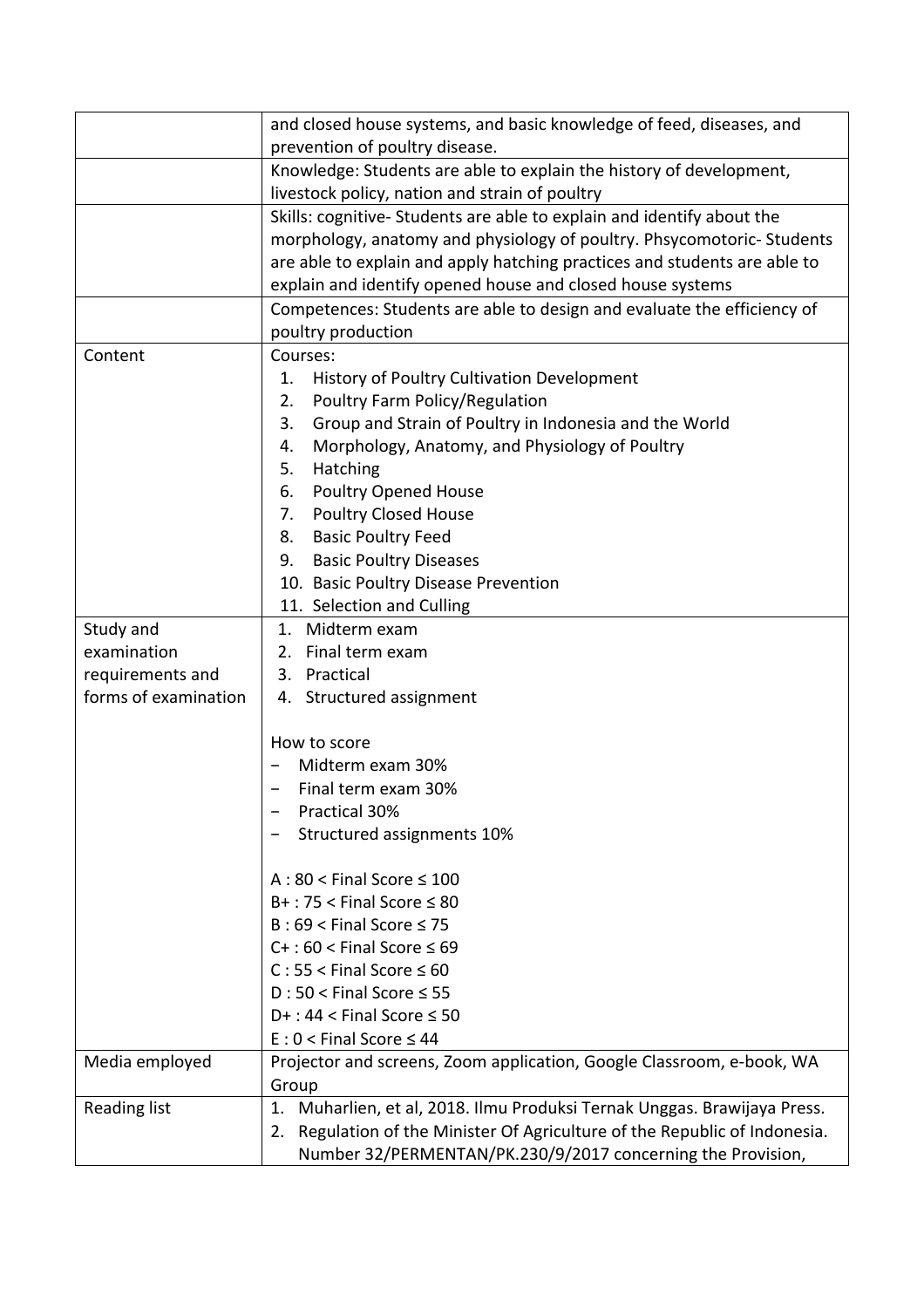|  |  |
|---|---|
|  | and closed house systems, and basic knowledge of feed, diseases, and prevention of poultry disease. |
|  | Knowledge: Students are able to explain the history of development, livestock policy, nation and strain of poultry |
|  | Skills: cognitive- Students are able to explain and identify about the morphology, anatomy and physiology of poultry. Phsycomotoric- Students are able to explain and apply hatching practices and students are able to explain and identify opened house and closed house systems |
|  | Competences: Students are able to design and evaluate the efficiency of poultry production |
| Content | Courses:<br>1. History of Poultry Cultivation Development<br>2. Poultry Farm Policy/Regulation<br>3. Group and Strain of Poultry in Indonesia and the World<br>4. Morphology, Anatomy, and Physiology of Poultry<br>5. Hatching<br>6. Poultry Opened House<br>7. Poultry Closed House<br>8. Basic Poultry Feed<br>9. Basic Poultry Diseases<br>10. Basic Poultry Disease Prevention<br>11. Selection and Culling |
| Study and examination requirements and forms of examination | 1. Midterm exam<br>2. Final term exam<br>3. Practical<br>4. Structured assignment<br><br>How to score<br>- Midterm exam 30%<br>- Final term exam 30%<br>- Practical 30%<br>- Structured assignments 10%<br><br>A : 80 < Final Score ≤ 100<br>B+ : 75 < Final Score ≤ 80<br>B : 69 < Final Score ≤ 75<br>C+ : 60 < Final Score ≤ 69<br>C : 55 < Final Score ≤ 60<br>D : 50 < Final Score ≤ 55<br>D+ : 44 < Final Score ≤ 50<br>E : 0 < Final Score ≤ 44 |
| Media employed | Projector and screens, Zoom application, Google Classroom, e-book, WA Group |
| Reading list | 1. Muharlien, et al, 2018. Ilmu Produksi Ternak Unggas. Brawijaya Press.<br>2. Regulation of the Minister Of Agriculture of the Republic of Indonesia. Number 32/PERMENTAN/PK.230/9/2017 concerning the Provision, |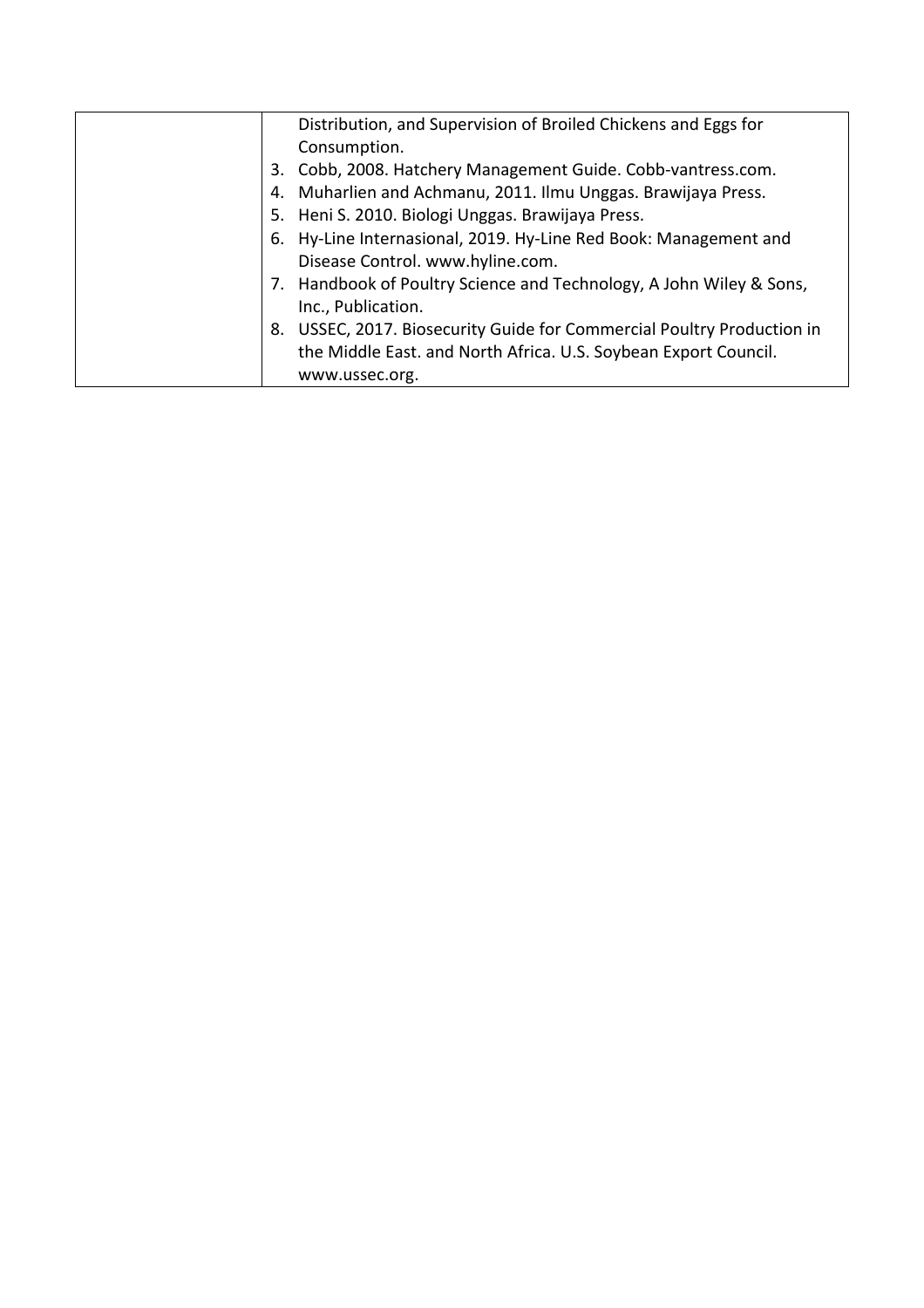| | |
|---|---|
| | Distribution, and Supervision of Broiled Chickens and Eggs for Consumption.<br>3. Cobb, 2008. Hatchery Management Guide. Cobb-vantress.com.<br>4. Muharlien and Achmanu, 2011. Ilmu Unggas. Brawijaya Press.<br>5. Heni S. 2010. Biologi Unggas. Brawijaya Press.<br>6. Hy-Line Internasional, 2019. Hy-Line Red Book: Management and Disease Control. www.hyline.com.<br>7. Handbook of Poultry Science and Technology, A John Wiley & Sons, Inc., Publication.<br>8. USSEC, 2017. Biosecurity Guide for Commercial Poultry Production in the Middle East. and North Africa. U.S. Soybean Export Council. www.ussec.org. |